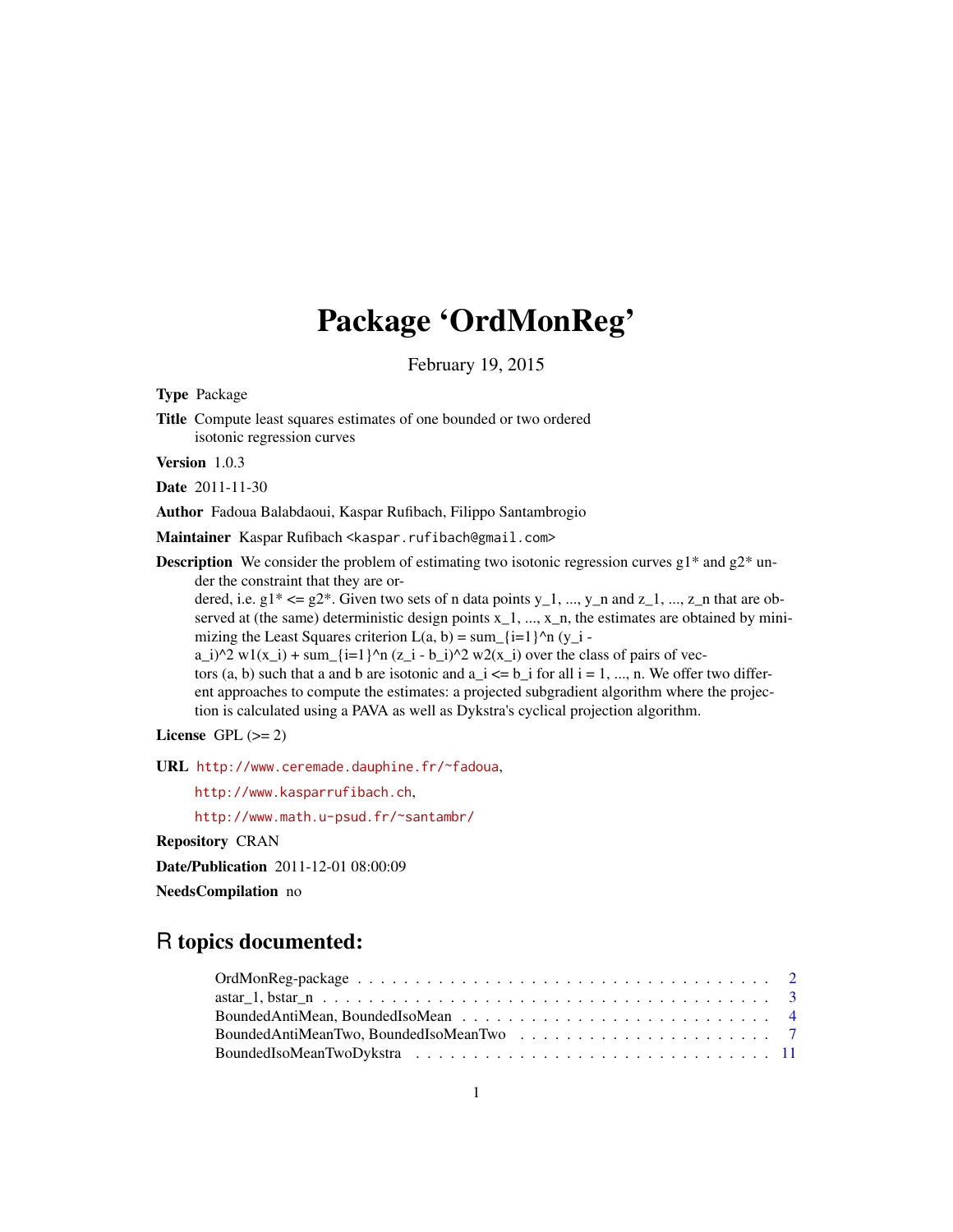# Package 'OrdMonReg'

February 19, 2015

**Type** Package

**Title** Compute least squares estimates of one bounded or two ordered isotonic regression curves

**Version** 1.0.3

**Date** 2011-11-30

**Author** Fadoua Balabdaoui, Kaspar Rufibach, Filippo Santambrogio

**Maintainer** Kaspar Rufibach <kaspar.rufibach@gmail.com>

**Description** We consider the problem of estimating two isotonic regression curves g1* and g2* under the constraint that they are ordered, i.e. g1* <= g2*. Given two sets of n data points y_1, ..., y_n and z_1, ..., z_n that are observed at (the same) deterministic design points x_1, ..., x_n, the estimates are obtained by minimizing the Least Squares criterion L(a, b) = sum_{i=1}^n (y_i - a_i)^2 w1(x_i) + sum_{i=1}^n (z_i - b_i)^2 w2(x_i) over the class of pairs of vectors (a, b) such that a and b are isotonic and a_i <= b_i for all i = 1, ..., n. We offer two different approaches to compute the estimates: a projected subgradient algorithm where the projection is calculated using a PAVA as well as Dykstra's cyclical projection algorithm.

**License** GPL (>= 2)

**URL** http://www.ceremade.dauphine.fr/~fadoua,
http://www.kasparrufibach.ch,
http://www.math.u-psud.fr/~santambr/

**Repository** CRAN

**Date/Publication** 2011-12-01 08:00:09

**NeedsCompilation** no

## R topics documented:

- OrdMonReg-package . . . . . . . . . . . . . . . . . . . . . . . . . . . . . . . . . . 2
- astar_1, bstar_n . . . . . . . . . . . . . . . . . . . . . . . . . . . . . . . . . . 3
- BoundedAntiMean, BoundedIsoMean . . . . . . . . . . . . . . . . . . . . . . . . . . 4
- BoundedAntiMeanTwo, BoundedIsoMeanTwo . . . . . . . . . . . . . . . . . . . . . . 7
- BoundedIsoMeanTwoDykstra . . . . . . . . . . . . . . . . . . . . . . . . . . . . . 11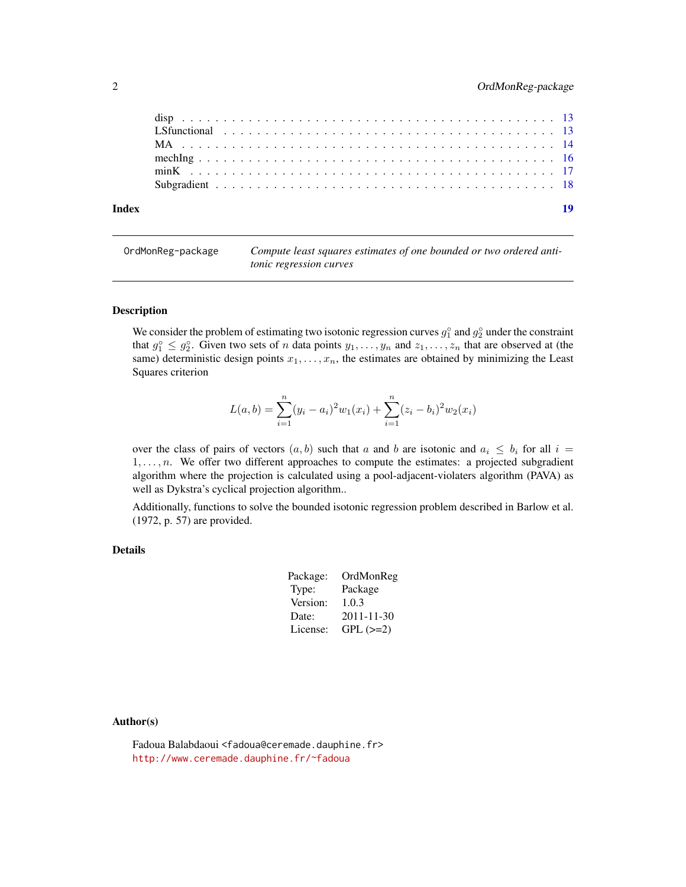| | |
|---|---|
| disp | 13 |
| LSfunctional | 13 |
| MA | 14 |
| mechIng | 16 |
| minK | 17 |
| Subgradient | 18 |

**Index** **19**

---

`OrdMonReg-package` *Compute least squares estimates of one bounded or two ordered antitonic regression curves*

---

## Description

We consider the problem of estimating two isotonic regression curves $g_1^\circ$ and $g_2^\circ$ under the constraint that $g_1^\circ \leq g_2^\circ$. Given two sets of $n$ data points $y_1, \ldots, y_n$ and $z_1, \ldots, z_n$ that are observed at (the same) deterministic design points $x_1, \ldots, x_n$, the estimates are obtained by minimizing the Least Squares criterion

$$L(a,b) = \sum_{i=1}^{n} (y_i - a_i)^2 w_1(x_i) + \sum_{i=1}^{n} (z_i - b_i)^2 w_2(x_i)$$

over the class of pairs of vectors $(a, b)$ such that $a$ and $b$ are isotonic and $a_i \leq b_i$ for all $i = 1, \ldots, n$. We offer two different approaches to compute the estimates: a projected subgradient algorithm where the projection is calculated using a pool-adjacent-violaters algorithm (PAVA) as well as Dykstra's cyclical projection algorithm..

Additionally, functions to solve the bounded isotonic regression problem described in Barlow et al. (1972, p. 57) are provided.

## Details

| | |
|---|---|
| Package: | OrdMonReg |
| Type: | Package |
| Version: | 1.0.3 |
| Date: | 2011-11-30 |
| License: | GPL (>=2) |

## Author(s)

Fadoua Balabdaoui <fadoua@ceremade.dauphine.fr>
http://www.ceremade.dauphine.fr/~fadoua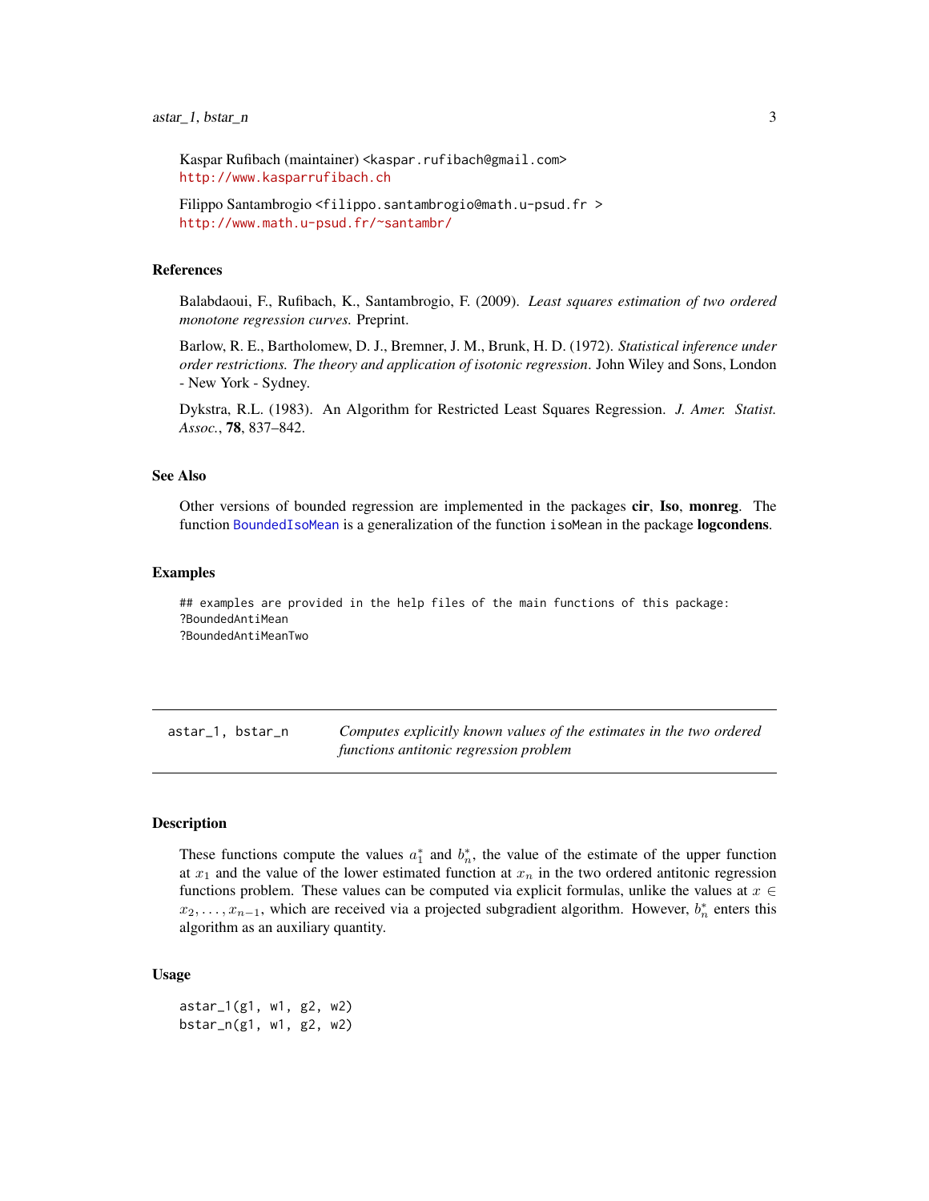Kaspar Rufibach (maintainer) <kaspar.rufibach@gmail.com>
http://www.kasparrufibach.ch

Filippo Santambrogio <filippo.santambrogio@math.u-psud.fr >
http://www.math.u-psud.fr/~santambr/

## References

Balabdaoui, F., Rufibach, K., Santambrogio, F. (2009). *Least squares estimation of two ordered monotone regression curves.* Preprint.

Barlow, R. E., Bartholomew, D. J., Bremner, J. M., Brunk, H. D. (1972). *Statistical inference under order restrictions. The theory and application of isotonic regression*. John Wiley and Sons, London - New York - Sydney.

Dykstra, R.L. (1983). An Algorithm for Restricted Least Squares Regression. *J. Amer. Statist. Assoc.*, **78**, 837–842.

## See Also

Other versions of bounded regression are implemented in the packages **cir**, **Iso**, **monreg**. The function BoundedIsoMean is a generalization of the function isoMean in the package **logcondens**.

## Examples

```
## examples are provided in the help files of the main functions of this package:
?BoundedAntiMean
?BoundedAntiMeanTwo
```

---

# astar_1, bstar_n — *Computes explicitly known values of the estimates in the two ordered functions antitonic regression problem*

## Description

These functions compute the values $a_1^*$ and $b_n^*$, the value of the estimate of the upper function at $x_1$ and the value of the lower estimated function at $x_n$ in the two ordered antitonic regression functions problem. These values can be computed via explicit formulas, unlike the values at $x \in x_2, \ldots, x_{n-1}$, which are received via a projected subgradient algorithm. However, $b_n^*$ enters this algorithm as an auxiliary quantity.

## Usage

```
astar_1(g1, w1, g2, w2)
bstar_n(g1, w1, g2, w2)
```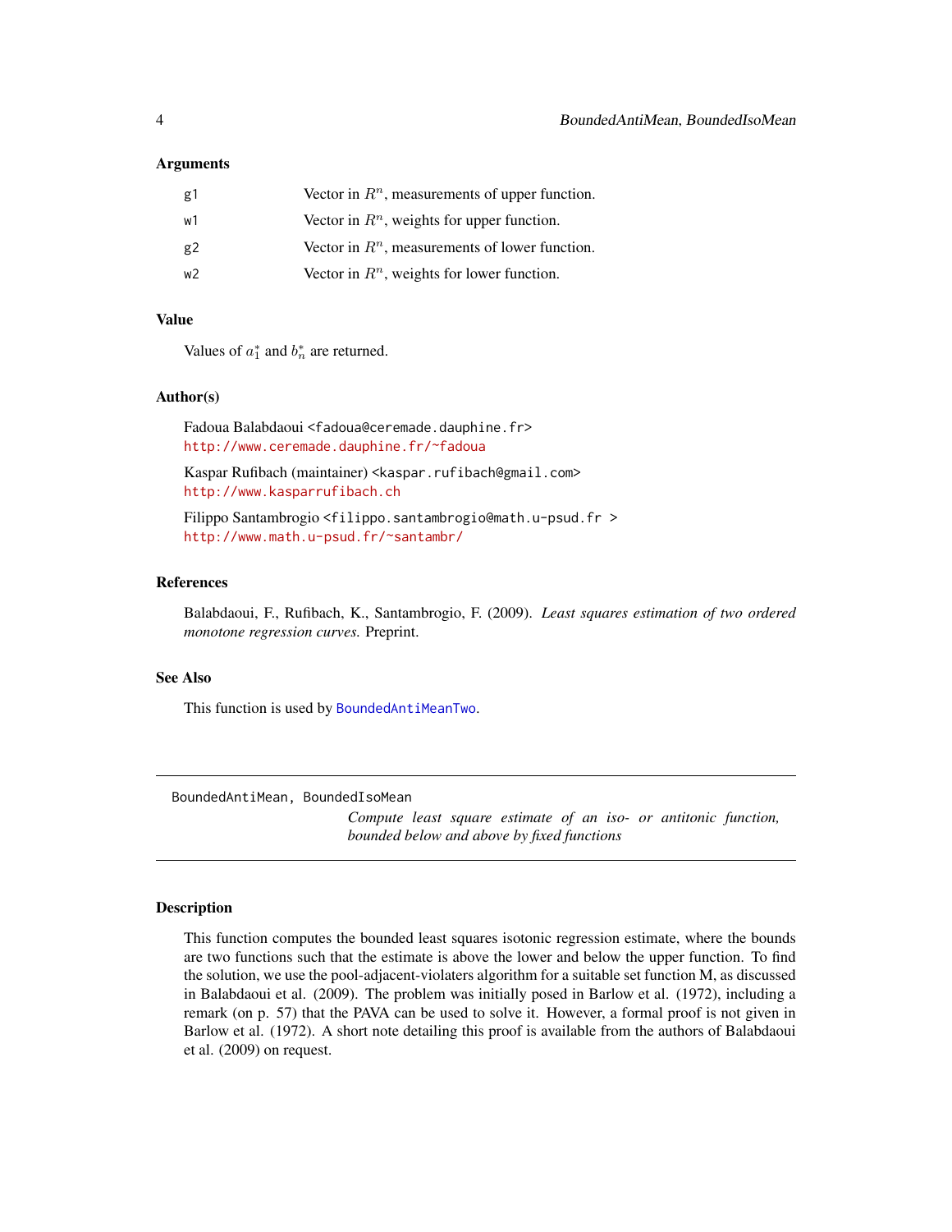### Arguments

| | |
|---|---|
| g1 | Vector in $R^n$, measurements of upper function. |
| w1 | Vector in $R^n$, weights for upper function. |
| g2 | Vector in $R^n$, measurements of lower function. |
| w2 | Vector in $R^n$, weights for lower function. |

### Value

Values of $a_1^*$ and $b_n^*$ are returned.

### Author(s)

Fadoua Balabdaoui <fadoua@ceremade.dauphine.fr>
http://www.ceremade.dauphine.fr/~fadoua

Kaspar Rufibach (maintainer) <kaspar.rufibach@gmail.com>
http://www.kasparrufibach.ch

Filippo Santambrogio <filippo.santambrogio@math.u-psud.fr >
http://www.math.u-psud.fr/~santambr/

### References

Balabdaoui, F., Rufibach, K., Santambrogio, F. (2009). *Least squares estimation of two ordered monotone regression curves.* Preprint.

### See Also

This function is used by BoundedAntiMeanTwo.

---

## BoundedAntiMean, BoundedIsoMean

*Compute least square estimate of an iso- or antitonic function, bounded below and above by fixed functions*

---

### Description

This function computes the bounded least squares isotonic regression estimate, where the bounds are two functions such that the estimate is above the lower and below the upper function. To find the solution, we use the pool-adjacent-violaters algorithm for a suitable set function M, as discussed in Balabdaoui et al. (2009). The problem was initially posed in Barlow et al. (1972), including a remark (on p. 57) that the PAVA can be used to solve it. However, a formal proof is not given in Barlow et al. (1972). A short note detailing this proof is available from the authors of Balabdaoui et al. (2009) on request.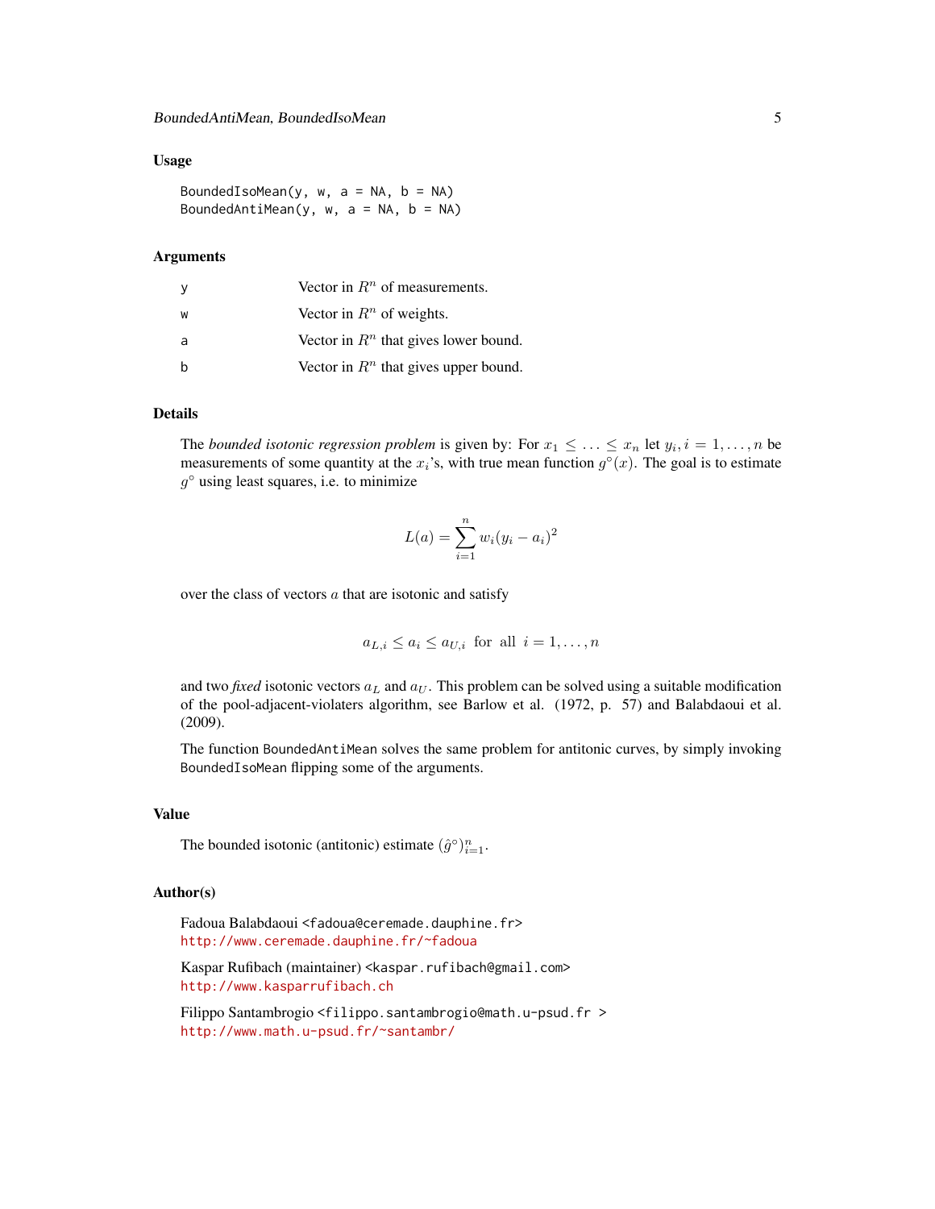## Usage

```
BoundedIsoMean(y, w, a = NA, b = NA)
BoundedAntiMean(y, w, a = NA, b = NA)
```

## Arguments

| | |
|---|---|
| y | Vector in $R^n$ of measurements. |
| w | Vector in $R^n$ of weights. |
| a | Vector in $R^n$ that gives lower bound. |
| b | Vector in $R^n$ that gives upper bound. |

## Details

The *bounded isotonic regression problem* is given by: For $x_1 \leq \ldots \leq x_n$ let $y_i, i = 1, \ldots, n$ be measurements of some quantity at the $x_i$'s, with true mean function $g^\circ(x)$. The goal is to estimate $g^\circ$ using least squares, i.e. to minimize

$$L(a) = \sum_{i=1}^{n} w_i (y_i - a_i)^2$$

over the class of vectors $a$ that are isotonic and satisfy

$$a_{L,i} \leq a_i \leq a_{U,i} \text{ for all } i = 1, \ldots, n$$

and two *fixed* isotonic vectors $a_L$ and $a_U$. This problem can be solved using a suitable modification of the pool-adjacent-violaters algorithm, see Barlow et al. (1972, p. 57) and Balabdaoui et al. (2009).

The function `BoundedAntiMean` solves the same problem for antitonic curves, by simply invoking `BoundedIsoMean` flipping some of the arguments.

## Value

The bounded isotonic (antitonic) estimate $(\hat{g}^\circ)_{i=1}^n$.

## Author(s)

Fadoua Balabdaoui <fadoua@ceremade.dauphine.fr>
http://www.ceremade.dauphine.fr/~fadoua

Kaspar Rufibach (maintainer) <kaspar.rufibach@gmail.com>
http://www.kasparrufibach.ch

Filippo Santambrogio <filippo.santambrogio@math.u-psud.fr >
http://www.math.u-psud.fr/~santambr/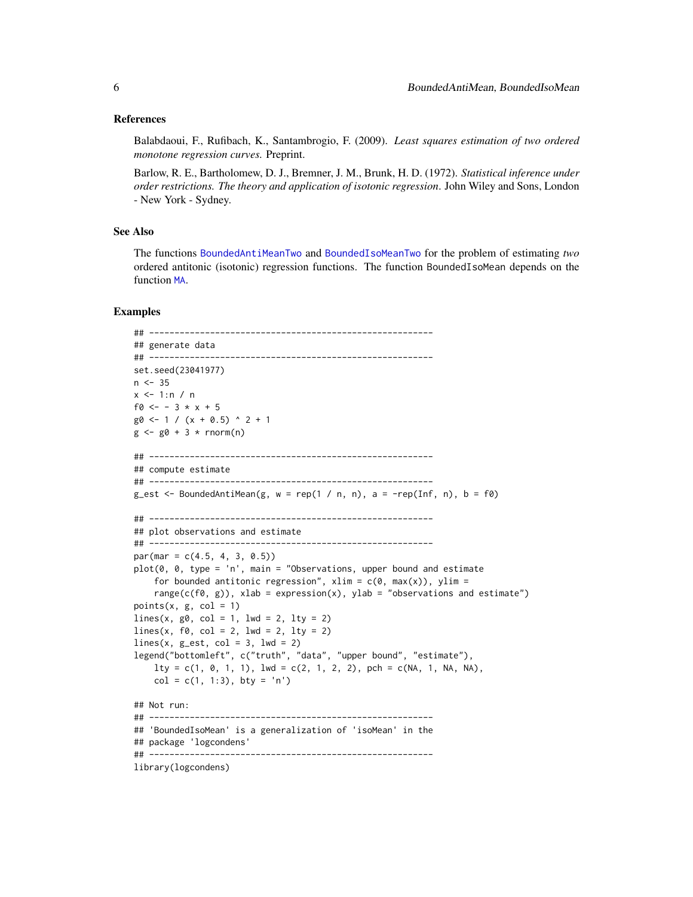### References

Balabdaoui, F., Rufibach, K., Santambrogio, F. (2009). *Least squares estimation of two ordered monotone regression curves.* Preprint.

Barlow, R. E., Bartholomew, D. J., Bremner, J. M., Brunk, H. D. (1972). *Statistical inference under order restrictions. The theory and application of isotonic regression*. John Wiley and Sons, London - New York - Sydney.

### See Also

The functions `BoundedAntiMeanTwo` and `BoundedIsoMeanTwo` for the problem of estimating *two* ordered antitonic (isotonic) regression functions. The function `BoundedIsoMean` depends on the function `MA`.

### Examples

```
## --------------------------------------------------------
## generate data
## --------------------------------------------------------
set.seed(23041977)
n <- 35
x <- 1:n / n
f0 <- - 3 * x + 5
g0 <- 1 / (x + 0.5) ^ 2 + 1
g <- g0 + 3 * rnorm(n)

## --------------------------------------------------------
## compute estimate
## --------------------------------------------------------
g_est <- BoundedAntiMean(g, w = rep(1 / n, n), a = -rep(Inf, n), b = f0)

## --------------------------------------------------------
## plot observations and estimate
## --------------------------------------------------------
par(mar = c(4.5, 4, 3, 0.5))
plot(0, 0, type = 'n', main = "Observations, upper bound and estimate
    for bounded antitonic regression", xlim = c(0, max(x)), ylim =
    range(c(f0, g)), xlab = expression(x), ylab = "observations and estimate")
points(x, g, col = 1)
lines(x, g0, col = 1, lwd = 2, lty = 2)
lines(x, f0, col = 2, lwd = 2, lty = 2)
lines(x, g_est, col = 3, lwd = 2)
legend("bottomleft", c("truth", "data", "upper bound", "estimate"),
    lty = c(1, 0, 1, 1), lwd = c(2, 1, 2, 2), pch = c(NA, 1, NA, NA),
    col = c(1, 1:3), bty = 'n')

## Not run:
## --------------------------------------------------------
## 'BoundedIsoMean' is a generalization of 'isoMean' in the
## package 'logcondens'
## --------------------------------------------------------
library(logcondens)
```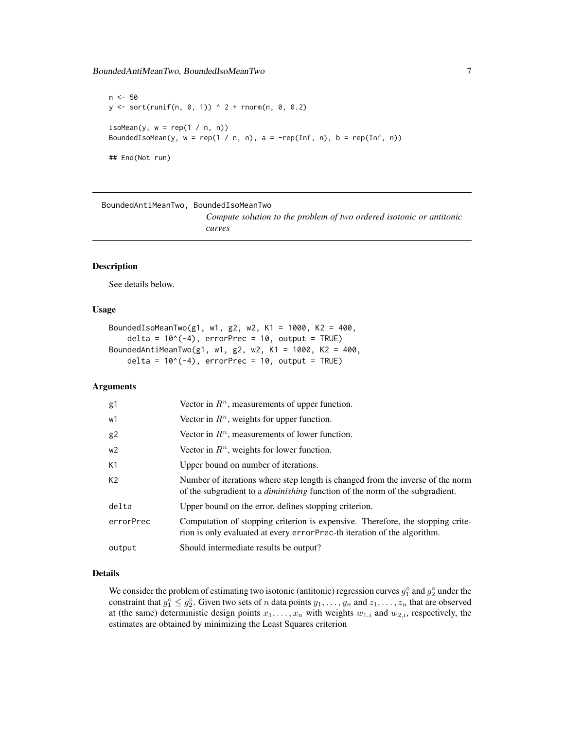```
n <- 50
y <- sort(runif(n, 0, 1)) ^ 2 + rnorm(n, 0, 0.2)

isoMean(y, w = rep(1 / n, n))
BoundedIsoMean(y, w = rep(1 / n, n), a = -rep(Inf, n), b = rep(Inf, n))

## End(Not run)
```

---

## BoundedAntiMeanTwo, BoundedIsoMeanTwo

*Compute solution to the problem of two ordered isotonic or antitonic curves*

---

### Description

See details below.

### Usage

```
BoundedIsoMeanTwo(g1, w1, g2, w2, K1 = 1000, K2 = 400,
    delta = 10^(-4), errorPrec = 10, output = TRUE)
BoundedAntiMeanTwo(g1, w1, g2, w2, K1 = 1000, K2 = 400,
    delta = 10^(-4), errorPrec = 10, output = TRUE)
```

### Arguments

| | |
|---|---|
| g1 | Vector in $R^n$, measurements of upper function. |
| w1 | Vector in $R^n$, weights for upper function. |
| g2 | Vector in $R^n$, measurements of lower function. |
| w2 | Vector in $R^n$, weights for lower function. |
| K1 | Upper bound on number of iterations. |
| K2 | Number of iterations where step length is changed from the inverse of the norm of the subgradient to a *diminishing* function of the norm of the subgradient. |
| delta | Upper bound on the error, defines stopping criterion. |
| errorPrec | Computation of stopping criterion is expensive. Therefore, the stopping criterion is only evaluated at every errorPrec-th iteration of the algorithm. |
| output | Should intermediate results be output? |

### Details

We consider the problem of estimating two isotonic (antitonic) regression curves $g_1^\circ$ and $g_2^\circ$ under the constraint that $g_1^\circ \le g_2^\circ$. Given two sets of $n$ data points $y_1, \ldots, y_n$ and $z_1, \ldots, z_n$ that are observed at (the same) deterministic design points $x_1, \ldots, x_n$ with weights $w_{1,i}$ and $w_{2,i}$, respectively, the estimates are obtained by minimizing the Least Squares criterion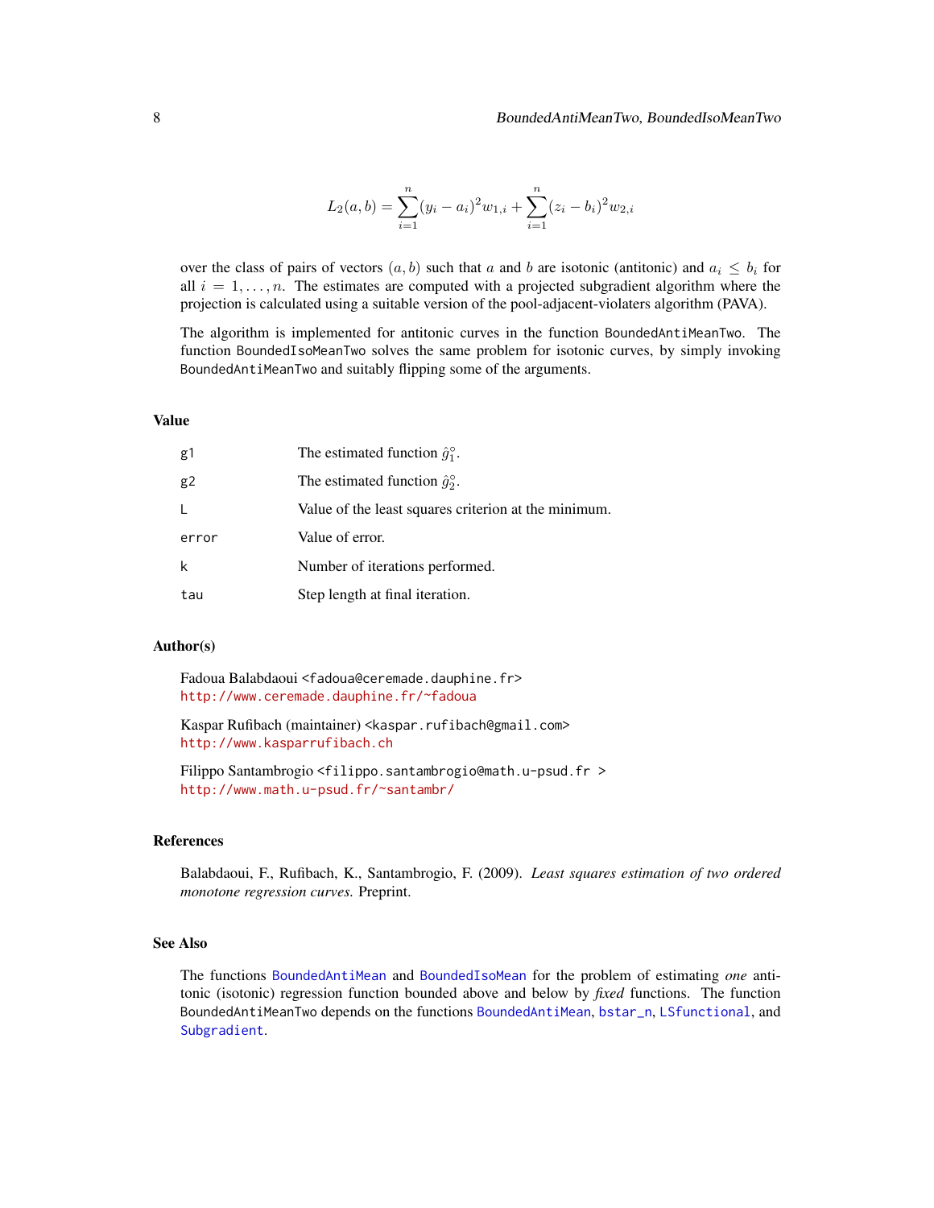$$L_2(a, b) = \sum_{i=1}^{n} (y_i - a_i)^2 w_{1,i} + \sum_{i=1}^{n} (z_i - b_i)^2 w_{2,i}$$

over the class of pairs of vectors $(a, b)$ such that $a$ and $b$ are isotonic (antitonic) and $a_i \leq b_i$ for all $i = 1, \ldots, n$. The estimates are computed with a projected subgradient algorithm where the projection is calculated using a suitable version of the pool-adjacent-violaters algorithm (PAVA).

The algorithm is implemented for antitonic curves in the function BoundedAntiMeanTwo. The function BoundedIsoMeanTwo solves the same problem for isotonic curves, by simply invoking BoundedAntiMeanTwo and suitably flipping some of the arguments.

## Value

| | |
|---|---|
| g1 | The estimated function $\hat{g}_1^\circ$. |
| g2 | The estimated function $\hat{g}_2^\circ$. |
| L | Value of the least squares criterion at the minimum. |
| error | Value of error. |
| k | Number of iterations performed. |
| tau | Step length at final iteration. |

## Author(s)

Fadoua Balabdaoui <fadoua@ceremade.dauphine.fr>
http://www.ceremade.dauphine.fr/~fadoua

Kaspar Rufibach (maintainer) <kaspar.rufibach@gmail.com>
http://www.kasparrufibach.ch

Filippo Santambrogio <filippo.santambrogio@math.u-psud.fr >
http://www.math.u-psud.fr/~santambr/

## References

Balabdaoui, F., Rufibach, K., Santambrogio, F. (2009). *Least squares estimation of two ordered monotone regression curves.* Preprint.

## See Also

The functions BoundedAntiMean and BoundedIsoMean for the problem of estimating *one* antitonic (isotonic) regression function bounded above and below by *fixed* functions. The function BoundedAntiMeanTwo depends on the functions BoundedAntiMean, bstar_n, LSfunctional, and Subgradient.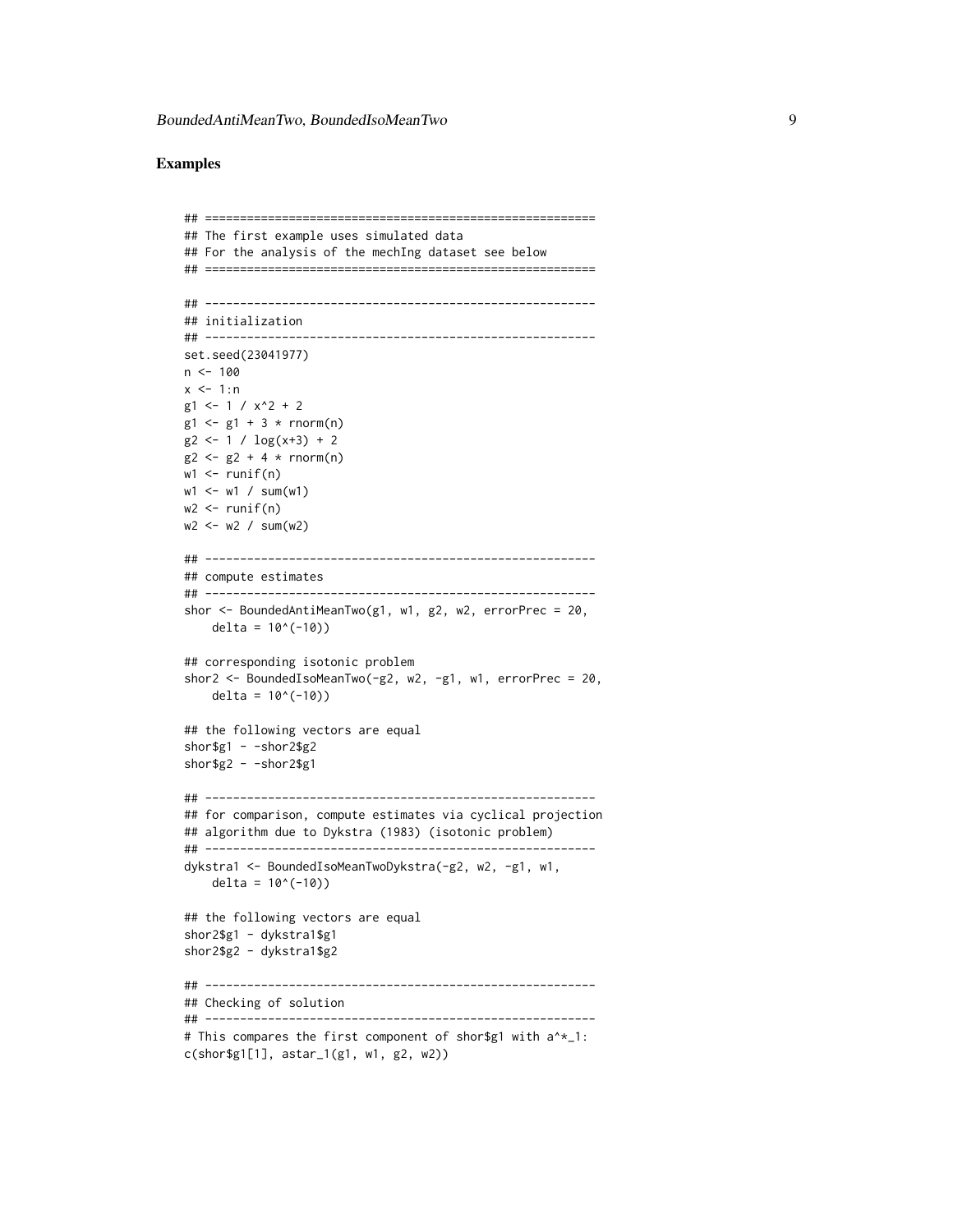### Examples

```
## ========================================================
## The first example uses simulated data
## For the analysis of the mechIng dataset see below
## ========================================================

## --------------------------------------------------------
## initialization
## --------------------------------------------------------
set.seed(23041977)
n <- 100
x <- 1:n
g1 <- 1 / x^2 + 2
g1 <- g1 + 3 * rnorm(n)
g2 <- 1 / log(x+3) + 2
g2 <- g2 + 4 * rnorm(n)
w1 <- runif(n)
w1 <- w1 / sum(w1)
w2 <- runif(n)
w2 <- w2 / sum(w2)

## --------------------------------------------------------
## compute estimates
## --------------------------------------------------------
shor <- BoundedAntiMeanTwo(g1, w1, g2, w2, errorPrec = 20,
    delta = 10^(-10))

## corresponding isotonic problem
shor2 <- BoundedIsoMeanTwo(-g2, w2, -g1, w1, errorPrec = 20,
    delta = 10^(-10))

## the following vectors are equal
shor$g1 - -shor2$g2
shor$g2 - -shor2$g1

## --------------------------------------------------------
## for comparison, compute estimates via cyclical projection
## algorithm due to Dykstra (1983) (isotonic problem)
## --------------------------------------------------------
dykstra1 <- BoundedIsoMeanTwoDykstra(-g2, w2, -g1, w1,
    delta = 10^(-10))

## the following vectors are equal
shor2$g1 - dykstra1$g1
shor2$g2 - dykstra1$g2

## --------------------------------------------------------
## Checking of solution
## --------------------------------------------------------
# This compares the first component of shor$g1 with a^*_1:
c(shor$g1[1], astar_1(g1, w1, g2, w2))
```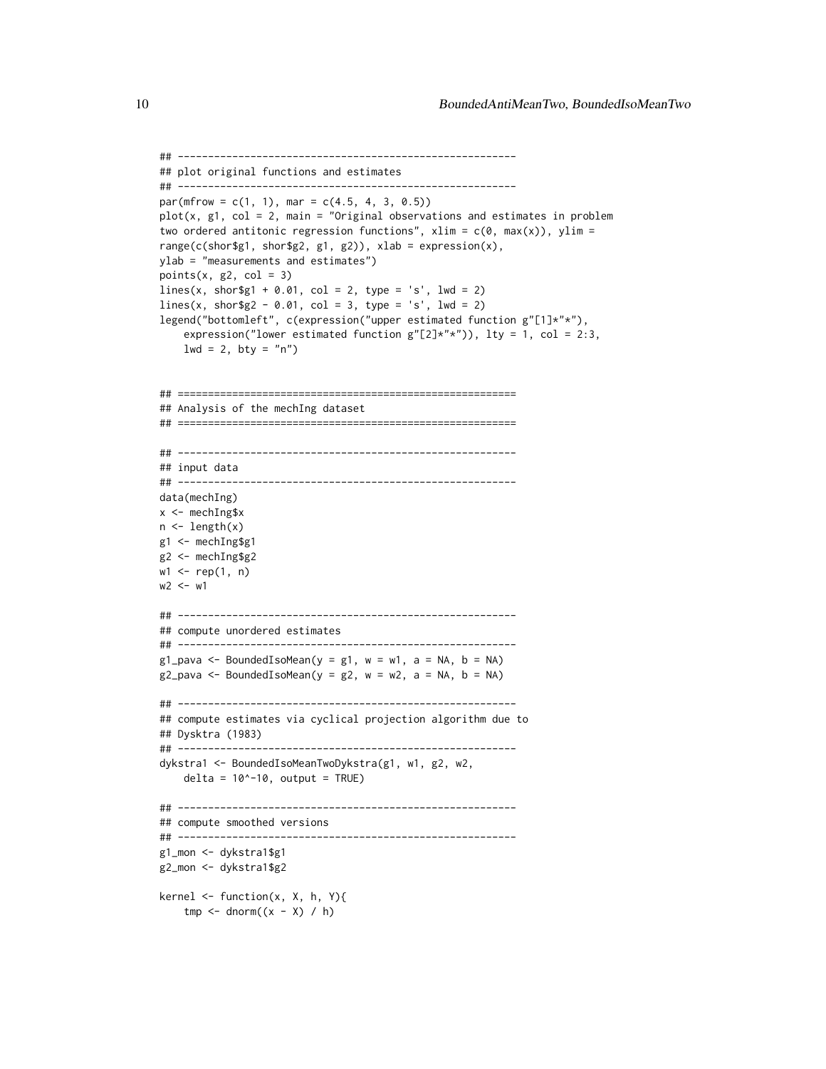```
## --------------------------------------------------------
## plot original functions and estimates
## --------------------------------------------------------
par(mfrow = c(1, 1), mar = c(4.5, 4, 3, 0.5))
plot(x, g1, col = 2, main = "Original observations and estimates in problem
two ordered antitonic regression functions", xlim = c(0, max(x)), ylim =
range(c(shor$g1, shor$g2, g1, g2)), xlab = expression(x),
ylab = "measurements and estimates")
points(x, g2, col = 3)
lines(x, shor$g1 + 0.01, col = 2, type = 's', lwd = 2)
lines(x, shor$g2 - 0.01, col = 3, type = 's', lwd = 2)
legend("bottomleft", c(expression("upper estimated function g"[1]*"*"),
    expression("lower estimated function g"[2]*"*")), lty = 1, col = 2:3,
    lwd = 2, bty = "n")


## ========================================================
## Analysis of the mechIng dataset
## ========================================================

## --------------------------------------------------------
## input data
## --------------------------------------------------------
data(mechIng)
x <- mechIng$x
n <- length(x)
g1 <- mechIng$g1
g2 <- mechIng$g2
w1 <- rep(1, n)
w2 <- w1

## --------------------------------------------------------
## compute unordered estimates
## --------------------------------------------------------
g1_pava <- BoundedIsoMean(y = g1, w = w1, a = NA, b = NA)
g2_pava <- BoundedIsoMean(y = g2, w = w2, a = NA, b = NA)

## --------------------------------------------------------
## compute estimates via cyclical projection algorithm due to
## Dysktra (1983)
## --------------------------------------------------------
dykstra1 <- BoundedIsoMeanTwoDykstra(g1, w1, g2, w2,
    delta = 10^-10, output = TRUE)

## --------------------------------------------------------
## compute smoothed versions
## --------------------------------------------------------
g1_mon <- dykstra1$g1
g2_mon <- dykstra1$g2

kernel <- function(x, X, h, Y){
    tmp <- dnorm((x - X) / h)
```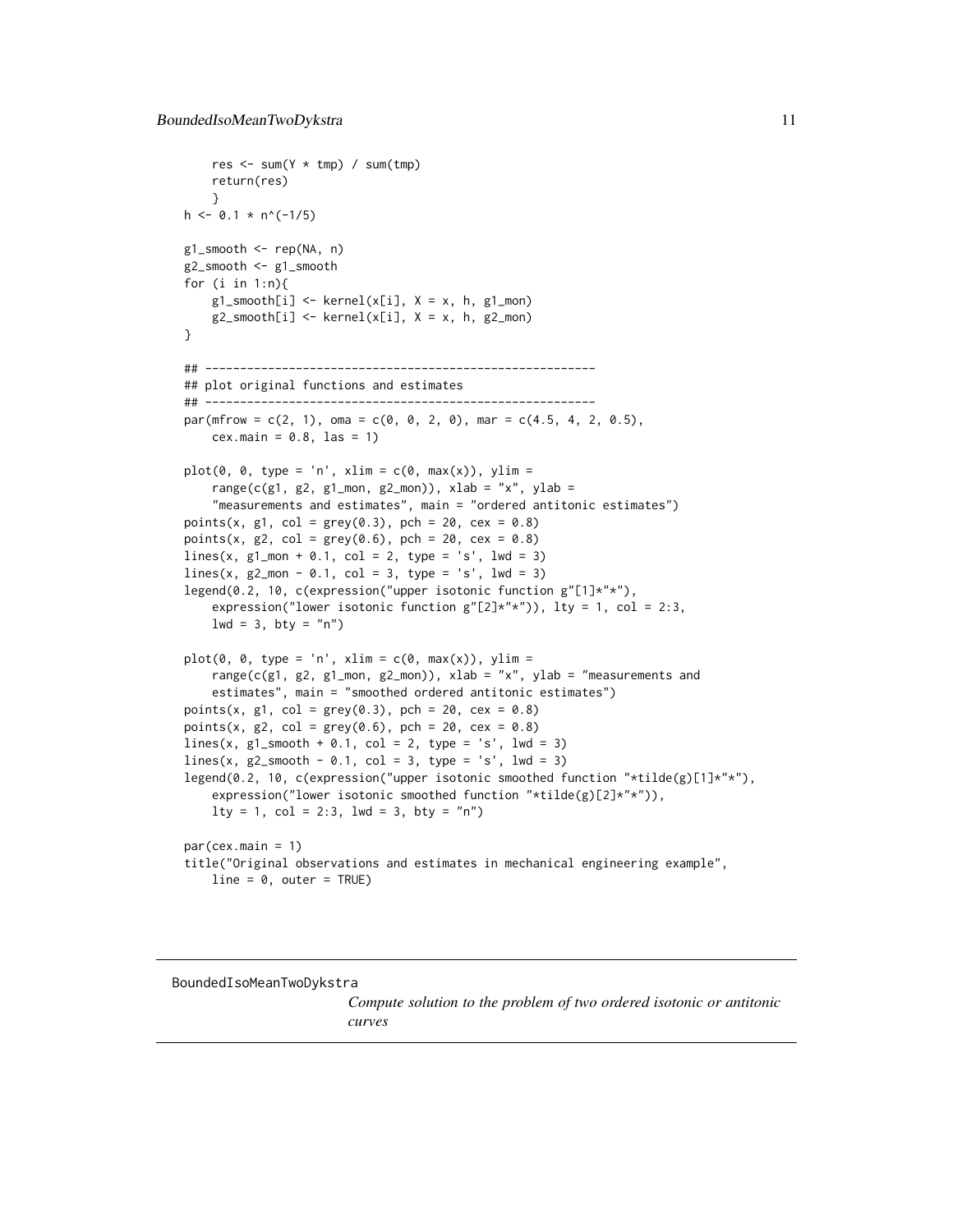```
    res <- sum(Y * tmp) / sum(tmp)
    return(res)
    }
h <- 0.1 * n^(-1/5)

g1_smooth <- rep(NA, n)
g2_smooth <- g1_smooth
for (i in 1:n){
    g1_smooth[i] <- kernel(x[i], X = x, h, g1_mon)
    g2_smooth[i] <- kernel(x[i], X = x, h, g2_mon)
}

## --------------------------------------------------------
## plot original functions and estimates
## --------------------------------------------------------
par(mfrow = c(2, 1), oma = c(0, 0, 2, 0), mar = c(4.5, 4, 2, 0.5),
    cex.main = 0.8, las = 1)

plot(0, 0, type = 'n', xlim = c(0, max(x)), ylim =
    range(c(g1, g2, g1_mon, g2_mon)), xlab = "x", ylab =
    "measurements and estimates", main = "ordered antitonic estimates")
points(x, g1, col = grey(0.3), pch = 20, cex = 0.8)
points(x, g2, col = grey(0.6), pch = 20, cex = 0.8)
lines(x, g1_mon + 0.1, col = 2, type = 's', lwd = 3)
lines(x, g2_mon - 0.1, col = 3, type = 's', lwd = 3)
legend(0.2, 10, c(expression("upper isotonic function g"[1]*"*"),
    expression("lower isotonic function g"[2]*"*")), lty = 1, col = 2:3,
    lwd = 3, bty = "n")

plot(0, 0, type = 'n', xlim = c(0, max(x)), ylim =
    range(c(g1, g2, g1_mon, g2_mon)), xlab = "x", ylab = "measurements and
    estimates", main = "smoothed ordered antitonic estimates")
points(x, g1, col = grey(0.3), pch = 20, cex = 0.8)
points(x, g2, col = grey(0.6), pch = 20, cex = 0.8)
lines(x, g1_smooth + 0.1, col = 2, type = 's', lwd = 3)
lines(x, g2_smooth - 0.1, col = 3, type = 's', lwd = 3)
legend(0.2, 10, c(expression("upper isotonic smoothed function "*tilde(g)[1]*"*"),
    expression("lower isotonic smoothed function "*tilde(g)[2]*"*")),
    lty = 1, col = 2:3, lwd = 3, bty = "n")

par(cex.main = 1)
title("Original observations and estimates in mechanical engineering example",
    line = 0, outer = TRUE)
```

---

## BoundedIsoMeanTwoDykstra

*Compute solution to the problem of two ordered isotonic or antitonic curves*

---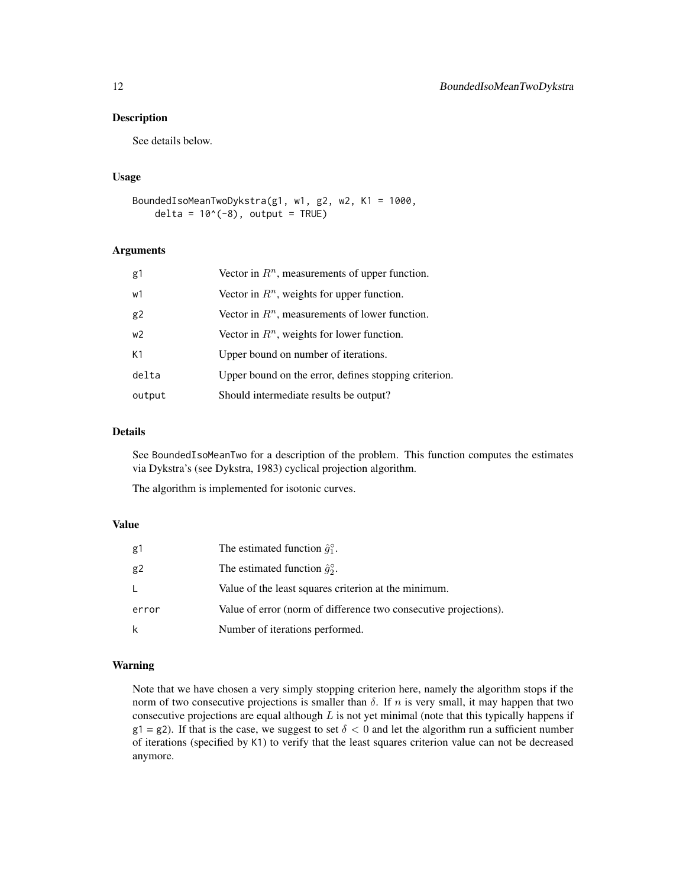## Description

See details below.

## Usage

```
BoundedIsoMeanTwoDykstra(g1, w1, g2, w2, K1 = 1000,
    delta = 10^(-8), output = TRUE)
```

## Arguments

| | |
|---|---|
| g1 | Vector in $R^n$, measurements of upper function. |
| w1 | Vector in $R^n$, weights for upper function. |
| g2 | Vector in $R^n$, measurements of lower function. |
| w2 | Vector in $R^n$, weights for lower function. |
| K1 | Upper bound on number of iterations. |
| delta | Upper bound on the error, defines stopping criterion. |
| output | Should intermediate results be output? |

## Details

See `BoundedIsoMeanTwo` for a description of the problem. This function computes the estimates via Dykstra's (see Dykstra, 1983) cyclical projection algorithm.

The algorithm is implemented for isotonic curves.

## Value

| | |
|---|---|
| g1 | The estimated function $\hat{g}_1^\circ$. |
| g2 | The estimated function $\hat{g}_2^\circ$. |
| L | Value of the least squares criterion at the minimum. |
| error | Value of error (norm of difference two consecutive projections). |
| k | Number of iterations performed. |

## Warning

Note that we have chosen a very simply stopping criterion here, namely the algorithm stops if the norm of two consecutive projections is smaller than $\delta$. If $n$ is very small, it may happen that two consecutive projections are equal although $L$ is not yet minimal (note that this typically happens if g1 = g2). If that is the case, we suggest to set $\delta < 0$ and let the algorithm run a sufficient number of iterations (specified by K1) to verify that the least squares criterion value can not be decreased anymore.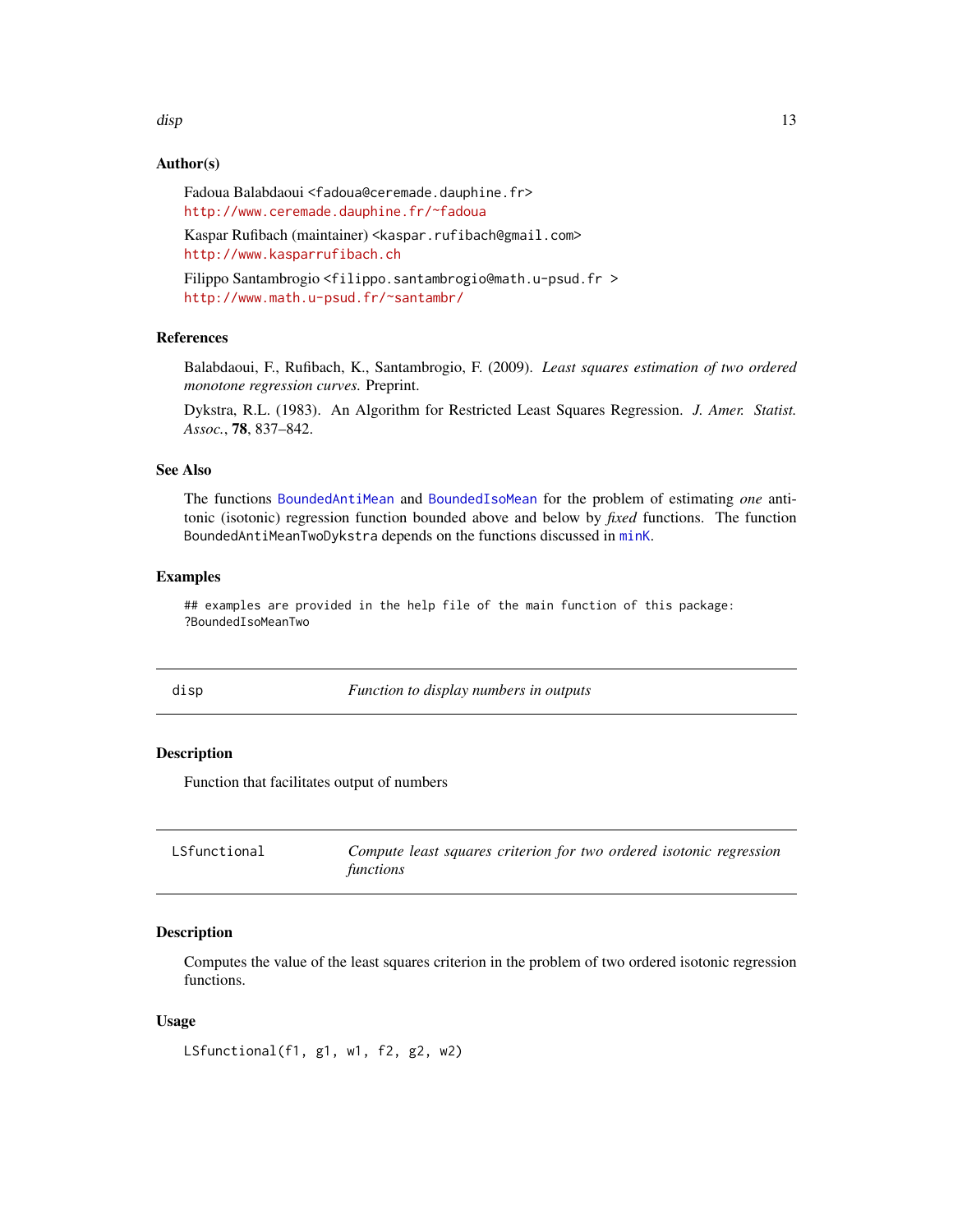### Author(s)

Fadoua Balabdaoui <fadoua@ceremade.dauphine.fr>
http://www.ceremade.dauphine.fr/~fadoua

Kaspar Rufibach (maintainer) <kaspar.rufibach@gmail.com>
http://www.kasparrufibach.ch

Filippo Santambrogio <filippo.santambrogio@math.u-psud.fr >
http://www.math.u-psud.fr/~santambr/

### References

Balabdaoui, F., Rufibach, K., Santambrogio, F. (2009). *Least squares estimation of two ordered monotone regression curves.* Preprint.

Dykstra, R.L. (1983). An Algorithm for Restricted Least Squares Regression. *J. Amer. Statist. Assoc.*, **78**, 837–842.

### See Also

The functions BoundedAntiMean and BoundedIsoMean for the problem of estimating *one* antitonic (isotonic) regression function bounded above and below by *fixed* functions. The function BoundedAntiMeanTwoDykstra depends on the functions discussed in minK.

### Examples

```
## examples are provided in the help file of the main function of this package:
?BoundedIsoMeanTwo
```

---

## disp — *Function to display numbers in outputs*

### Description

Function that facilitates output of numbers

---

## LSfunctional — *Compute least squares criterion for two ordered isotonic regression functions*

### Description

Computes the value of the least squares criterion in the problem of two ordered isotonic regression functions.

### Usage

```
LSfunctional(f1, g1, w1, f2, g2, w2)
```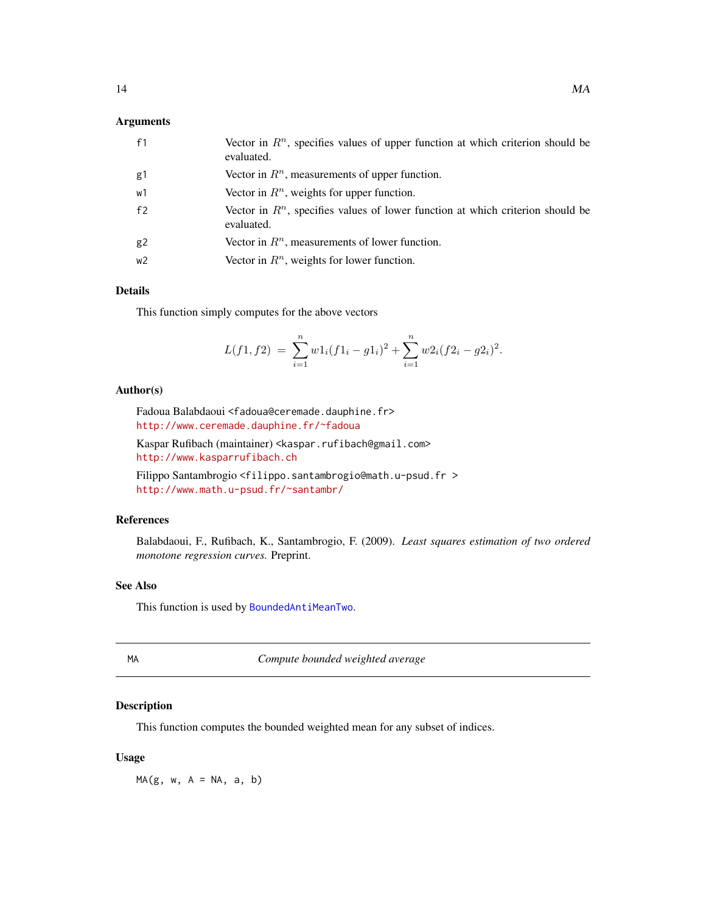### Arguments

| | |
|---|---|
| f1 | Vector in $R^n$, specifies values of upper function at which criterion should be evaluated. |
| g1 | Vector in $R^n$, measurements of upper function. |
| w1 | Vector in $R^n$, weights for upper function. |
| f2 | Vector in $R^n$, specifies values of lower function at which criterion should be evaluated. |
| g2 | Vector in $R^n$, measurements of lower function. |
| w2 | Vector in $R^n$, weights for lower function. |

### Details

This function simply computes for the above vectors

$$L(f1, f2) \; = \; \sum_{i=1}^n w1_i (f1_i - g1_i)^2 + \sum_{i=1}^n w2_i (f2_i - g2_i)^2.$$

### Author(s)

Fadoua Balabdaoui <fadoua@ceremade.dauphine.fr>
http://www.ceremade.dauphine.fr/~fadoua

Kaspar Rufibach (maintainer) <kaspar.rufibach@gmail.com>
http://www.kasparrufibach.ch

Filippo Santambrogio <filippo.santambrogio@math.u-psud.fr >
http://www.math.u-psud.fr/~santambr/

### References

Balabdaoui, F., Rufibach, K., Santambrogio, F. (2009). *Least squares estimation of two ordered monotone regression curves.* Preprint.

### See Also

This function is used by BoundedAntiMeanTwo.

---

## MA — *Compute bounded weighted average*

### Description

This function computes the bounded weighted mean for any subset of indices.

### Usage

```
MA(g, w, A = NA, a, b)
```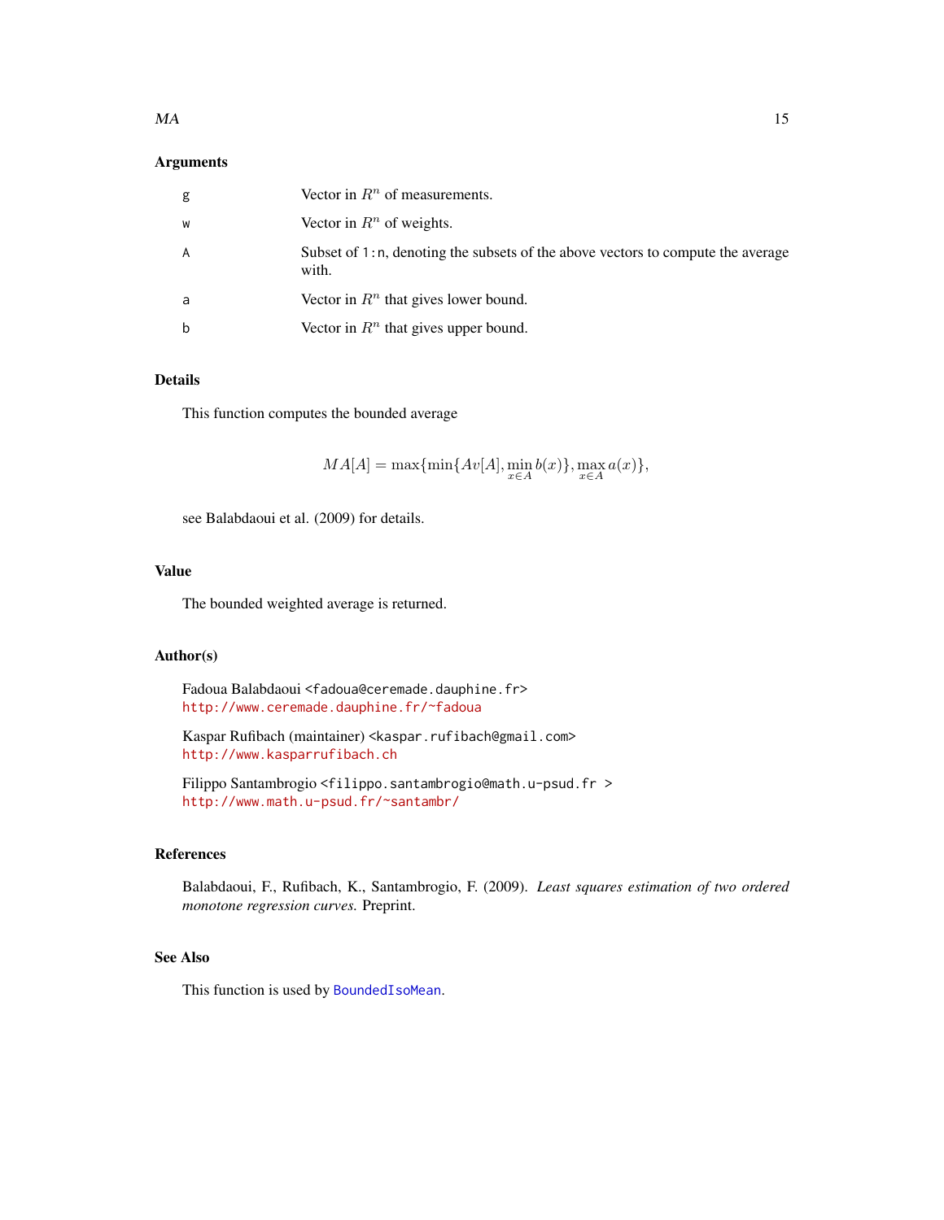### Arguments

| | |
|---|---|
| g | Vector in $R^n$ of measurements. |
| w | Vector in $R^n$ of weights. |
| A | Subset of `1:n`, denoting the subsets of the above vectors to compute the average with. |
| a | Vector in $R^n$ that gives lower bound. |
| b | Vector in $R^n$ that gives upper bound. |

### Details

This function computes the bounded average

$$MA[A] = \max\{\min\{Av[A], \min_{x \in A} b(x)\}, \max_{x \in A} a(x)\},$$

see Balabdaoui et al. (2009) for details.

### Value

The bounded weighted average is returned.

### Author(s)

Fadoua Balabdaoui <fadoua@ceremade.dauphine.fr>
http://www.ceremade.dauphine.fr/~fadoua

Kaspar Rufibach (maintainer) <kaspar.rufibach@gmail.com>
http://www.kasparrufibach.ch

Filippo Santambrogio <filippo.santambrogio@math.u-psud.fr >
http://www.math.u-psud.fr/~santambr/

### References

Balabdaoui, F., Rufibach, K., Santambrogio, F. (2009). *Least squares estimation of two ordered monotone regression curves.* Preprint.

### See Also

This function is used by BoundedIsoMean.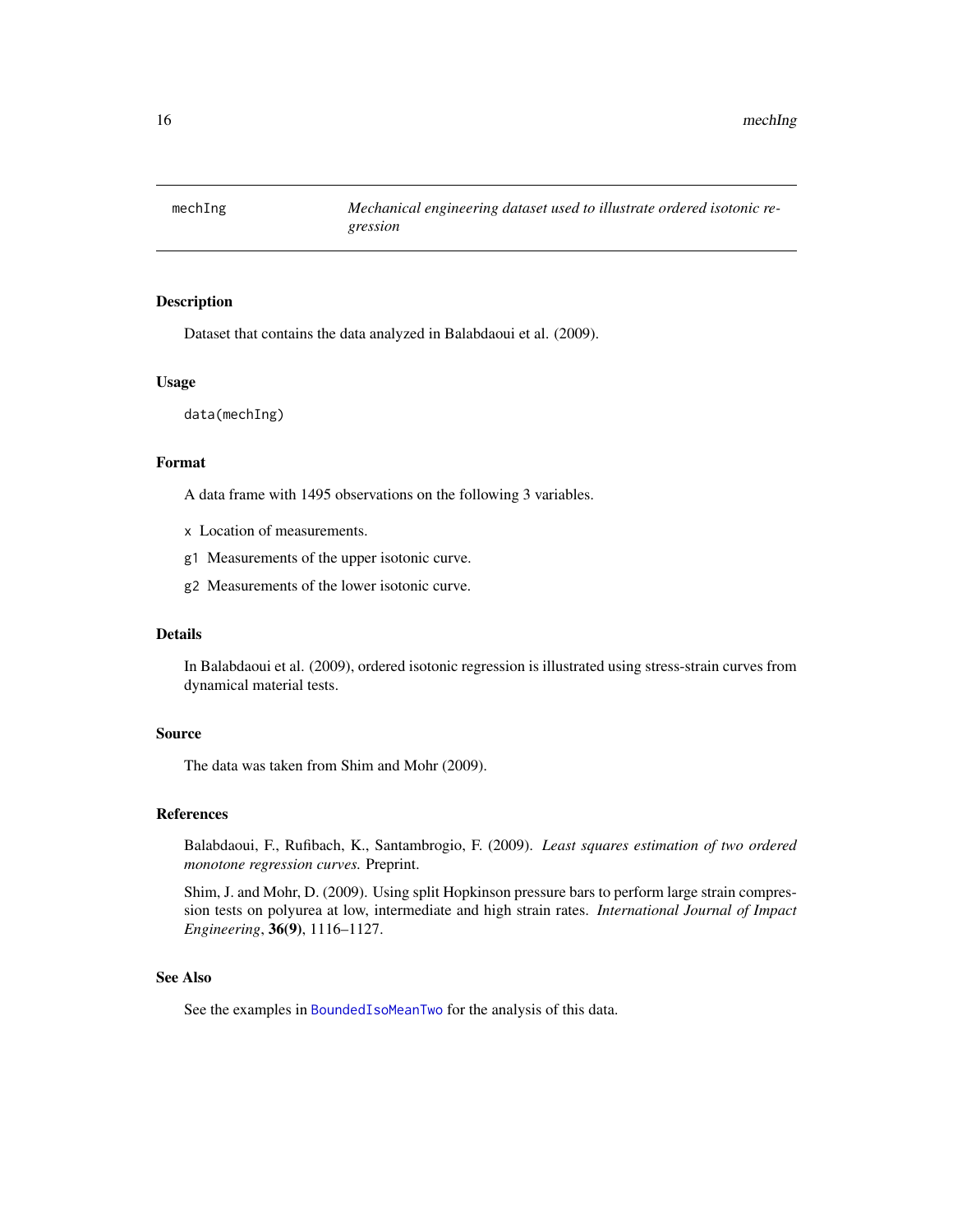# mechIng — *Mechanical engineering dataset used to illustrate ordered isotonic regression*

## Description

Dataset that contains the data analyzed in Balabdaoui et al. (2009).

## Usage

```
data(mechIng)
```

## Format

A data frame with 1495 observations on the following 3 variables.

- `x` Location of measurements.
- `g1` Measurements of the upper isotonic curve.
- `g2` Measurements of the lower isotonic curve.

## Details

In Balabdaoui et al. (2009), ordered isotonic regression is illustrated using stress-strain curves from dynamical material tests.

## Source

The data was taken from Shim and Mohr (2009).

## References

Balabdaoui, F., Rufibach, K., Santambrogio, F. (2009). *Least squares estimation of two ordered monotone regression curves.* Preprint.

Shim, J. and Mohr, D. (2009). Using split Hopkinson pressure bars to perform large strain compression tests on polyurea at low, intermediate and high strain rates. *International Journal of Impact Engineering*, **36(9)**, 1116–1127.

## See Also

See the examples in `BoundedIsoMeanTwo` for the analysis of this data.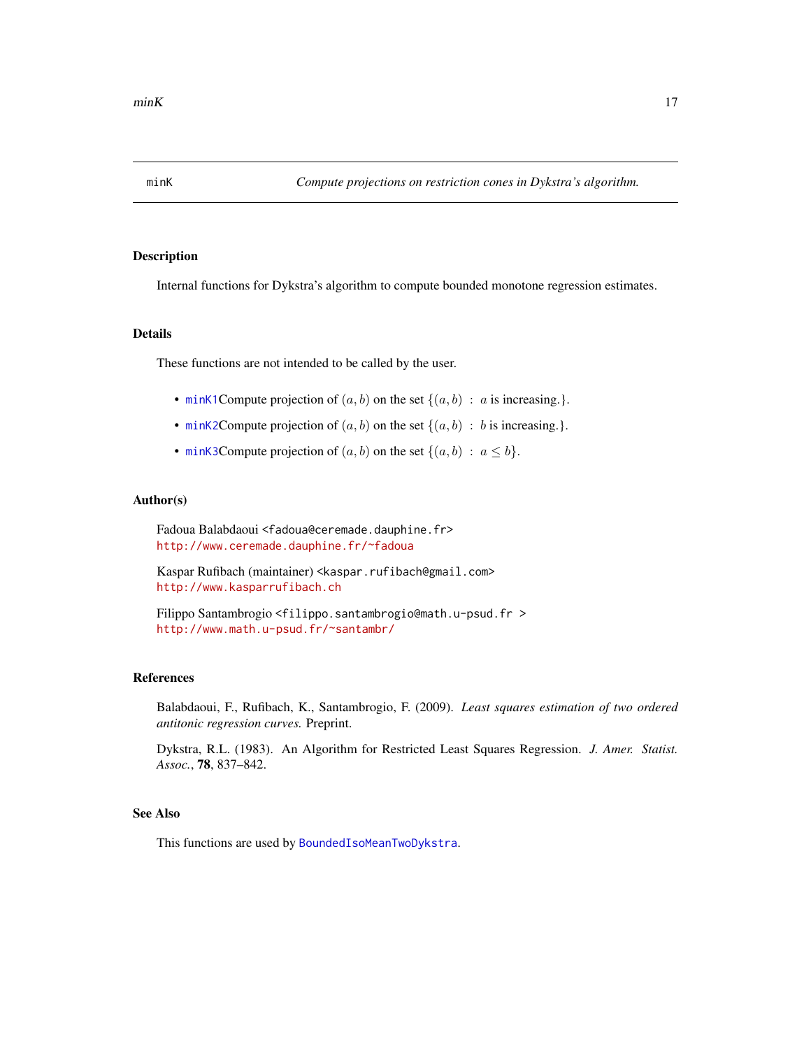minK *Compute projections on restriction cones in Dykstra's algorithm.*

## Description

Internal functions for Dykstra's algorithm to compute bounded monotone regression estimates.

## Details

These functions are not intended to be called by the user.

- minK1Compute projection of $(a, b)$ on the set $\{(a, b)\ :\ a$ is increasing.$\}$.
- minK2Compute projection of $(a, b)$ on the set $\{(a, b)\ :\ b$ is increasing.$\}$.
- minK3Compute projection of $(a, b)$ on the set $\{(a, b)\ :\ a \le b\}$.

## Author(s)

Fadoua Balabdaoui <fadoua@ceremade.dauphine.fr>
http://www.ceremade.dauphine.fr/~fadoua

Kaspar Rufibach (maintainer) <kaspar.rufibach@gmail.com>
http://www.kasparrufibach.ch

Filippo Santambrogio <filippo.santambrogio@math.u-psud.fr >
http://www.math.u-psud.fr/~santambr/

## References

Balabdaoui, F., Rufibach, K., Santambrogio, F. (2009). *Least squares estimation of two ordered antitonic regression curves.* Preprint.

Dykstra, R.L. (1983). An Algorithm for Restricted Least Squares Regression. *J. Amer. Statist. Assoc.*, **78**, 837–842.

## See Also

This functions are used by BoundedIsoMeanTwoDykstra.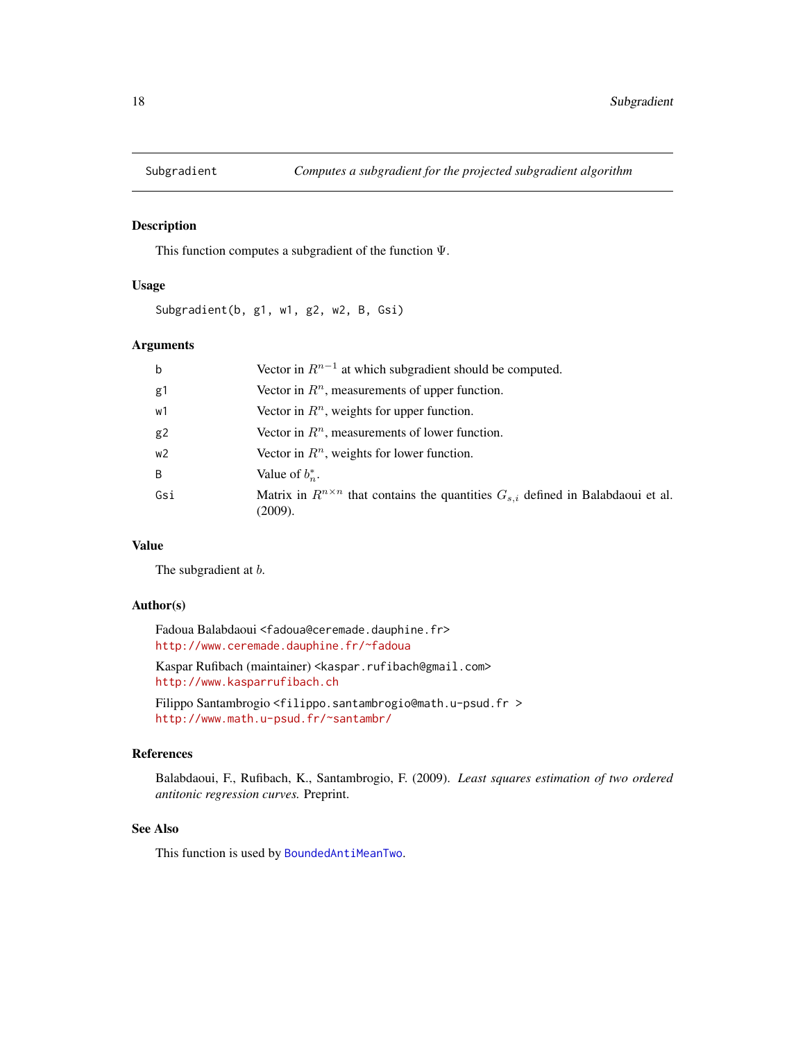## Subgradient — *Computes a subgradient for the projected subgradient algorithm*

### Description

This function computes a subgradient of the function $\Psi$.

### Usage

```
Subgradient(b, g1, w1, g2, w2, B, Gsi)
```

### Arguments

| | |
|---|---|
| `b` | Vector in $R^{n-1}$ at which subgradient should be computed. |
| `g1` | Vector in $R^n$, measurements of upper function. |
| `w1` | Vector in $R^n$, weights for upper function. |
| `g2` | Vector in $R^n$, measurements of lower function. |
| `w2` | Vector in $R^n$, weights for lower function. |
| `B` | Value of $b_n^*$. |
| `Gsi` | Matrix in $R^{n \times n}$ that contains the quantities $G_{s,i}$ defined in Balabdaoui et al. (2009). |

### Value

The subgradient at $b$.

### Author(s)

Fadoua Balabdaoui <fadoua@ceremade.dauphine.fr>
http://www.ceremade.dauphine.fr/~fadoua

Kaspar Rufibach (maintainer) <kaspar.rufibach@gmail.com>
http://www.kasparrufibach.ch

Filippo Santambrogio <filippo.santambrogio@math.u-psud.fr >
http://www.math.u-psud.fr/~santambr/

### References

Balabdaoui, F., Rufibach, K., Santambrogio, F. (2009). *Least squares estimation of two ordered antitonic regression curves.* Preprint.

### See Also

This function is used by `BoundedAntiMeanTwo`.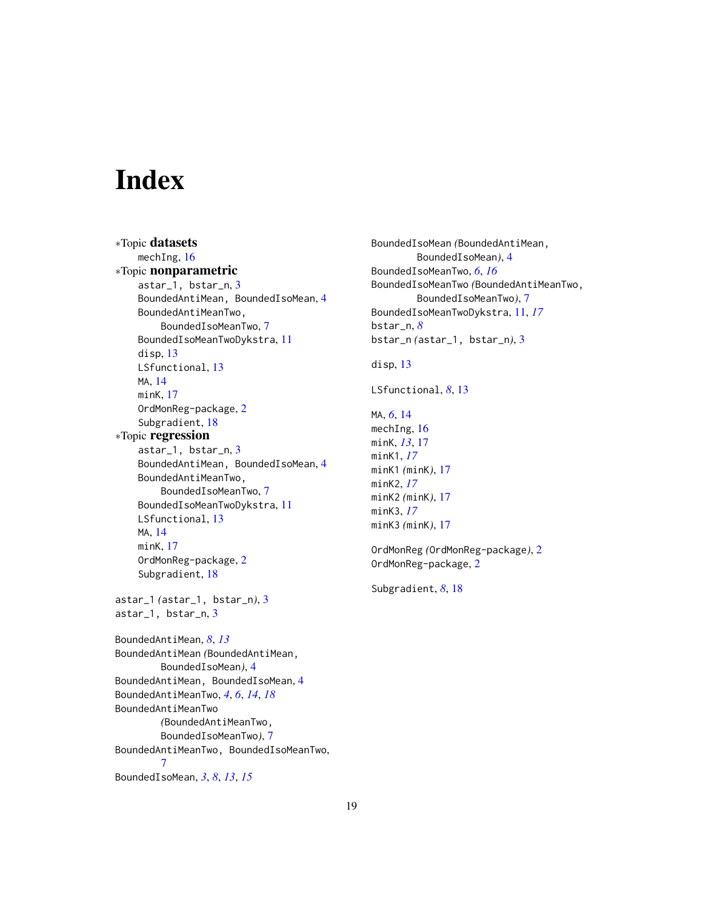# Index

*Topic **datasets**
  mechIng, 16
*Topic **nonparametric**
  astar_1, bstar_n, 3
  BoundedAntiMean, BoundedIsoMean, 4
  BoundedAntiMeanTwo,
    BoundedIsoMeanTwo, 7
  BoundedIsoMeanTwoDykstra, 11
  disp, 13
  LSfunctional, 13
  MA, 14
  minK, 17
  OrdMonReg-package, 2
  Subgradient, 18
*Topic **regression**
  astar_1, bstar_n, 3
  BoundedAntiMean, BoundedIsoMean, 4
  BoundedAntiMeanTwo,
    BoundedIsoMeanTwo, 7
  BoundedIsoMeanTwoDykstra, 11
  LSfunctional, 13
  MA, 14
  minK, 17
  OrdMonReg-package, 2
  Subgradient, 18

astar_1 *(astar_1, bstar_n)*, 3
astar_1, bstar_n, 3

BoundedAntiMean, *8*, *13*
BoundedAntiMean *(BoundedAntiMean,*
  *BoundedIsoMean)*, 4
BoundedAntiMean, BoundedIsoMean, 4
BoundedAntiMeanTwo, *4*, *6*, *14*, *18*
BoundedAntiMeanTwo
  *(BoundedAntiMeanTwo,*
  *BoundedIsoMeanTwo)*, 7
BoundedAntiMeanTwo, BoundedIsoMeanTwo,
  7
BoundedIsoMean, *3*, *8*, *13*, *15*
BoundedIsoMean *(BoundedAntiMean,*
  *BoundedIsoMean)*, 4
BoundedIsoMeanTwo, *6*, *16*
BoundedIsoMeanTwo *(BoundedAntiMeanTwo,*
  *BoundedIsoMeanTwo)*, 7
BoundedIsoMeanTwoDykstra, 11, *17*
bstar_n, *8*
bstar_n *(astar_1, bstar_n)*, 3

disp, 13

LSfunctional, *8*, 13

MA, *6*, 14
mechIng, 16
minK, *13*, 17
minK1, *17*
minK1 *(minK)*, 17
minK2, *17*
minK2 *(minK)*, 17
minK3, *17*
minK3 *(minK)*, 17

OrdMonReg *(OrdMonReg-package)*, 2
OrdMonReg-package, 2

Subgradient, *8*, 18